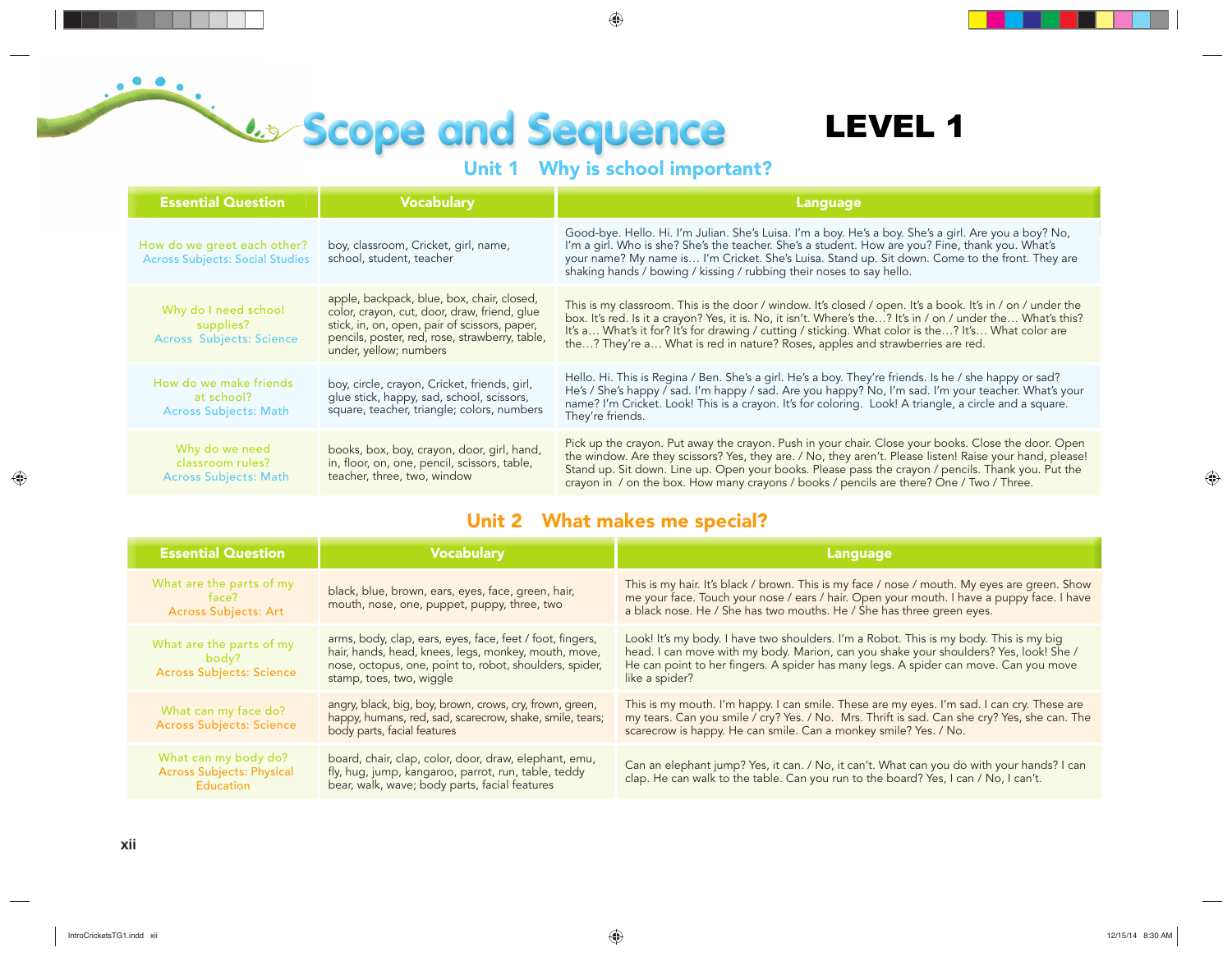# Scope and Sequence

## LEVEL 1

### Unit 1 Why is school important?

| Essential Question | Vocabulary | Language |
|---|---|---|
| How do we greet each other? Across Subjects: Social Studies | boy, classroom, Cricket, girl, name, school, student, teacher | Good-bye. Hello. Hi. I'm Julian. She's Luisa. I'm a boy. He's a boy. She's a girl. Are you a boy? No, I'm a girl. Who is she? She's the teacher. She's a student. How are you? Fine, thank you. What's your name? My name is… I'm Cricket. She's Luisa. Stand up. Sit down. Come to the front. They are shaking hands / bowing / kissing / rubbing their noses to say hello. |
| Why do I need school supplies? Across Subjects: Science | apple, backpack, blue, box, chair, closed, color, crayon, cut, door, draw, friend, glue stick, in, on, open, pair of scissors, paper, pencils, poster, red, rose, strawberry, table, under, yellow; numbers | This is my classroom. This is the door / window. It's closed / open. It's a book. It's in / on / under the box. It's red. Is it a crayon? Yes, it is. No, it isn't. Where's the…? It's in / on / under the… What's this? It's a… What's it for? It's for drawing / cutting / sticking. What color is the…? It's… What color are the…? They're a… What is red in nature? Roses, apples and strawberries are red. |
| How do we make friends at school? Across Subjects: Math | boy, circle, crayon, Cricket, friends, girl, glue stick, happy, sad, school, scissors, square, teacher, triangle; colors, numbers | Hello. Hi. This is Regina / Ben. She's a girl. He's a boy. They're friends. Is he / she happy or sad? He's / She's happy / sad. I'm happy / sad. Are you happy? No, I'm sad. I'm your teacher. What's your name? I'm Cricket. Look! This is a crayon. It's for coloring. Look! A triangle, a circle and a square. They're friends. |
| Why do we need classroom rules? Across Subjects: Math | books, box, boy, crayon, door, girl, hand, in, floor, on, one, pencil, scissors, table, teacher, three, two, window | Pick up the crayon. Put away the crayon. Push in your chair. Close your books. Close the door. Open the window. Are they scissors? Yes, they are. / No, they aren't. Please listen! Raise your hand, please! Stand up. Sit down. Line up. Open your books. Please pass the crayon / pencils. Thank you. Put the crayon in / on the box. How many crayons / books / pencils are there? One / Two / Three. |

### Unit 2 What makes me special?

| Essential Question | Vocabulary | Language |
|---|---|---|
| What are the parts of my face? Across Subjects: Art | black, blue, brown, ears, eyes, face, green, hair, mouth, nose, one, puppet, puppy, three, two | This is my hair. It's black / brown. This is my face / nose / mouth. My eyes are green. Show me your face. Touch your nose / ears / hair. Open your mouth. I have a puppy face. I have a black nose. He / She has two mouths. He / She has three green eyes. |
| What are the parts of my body? Across Subjects: Science | arms, body, clap, ears, eyes, face, feet / foot, fingers, hair, hands, head, knees, legs, monkey, mouth, move, nose, octopus, one, point to, robot, shoulders, spider, stamp, toes, two, wiggle | Look! It's my body. I have two shoulders. I'm a Robot. This is my body. This is my big head. I can move with my body. Marion, can you shake your shoulders? Yes, look! She / He can point to her fingers. A spider has many legs. A spider can move. Can you move like a spider? |
| What can my face do? Across Subjects: Science | angry, black, big, boy, brown, crows, cry, frown, green, happy, humans, red, sad, scarecrow, shake, smile, tears; body parts, facial features | This is my mouth. I'm happy. I can smile. These are my eyes. I'm sad. I can cry. These are my tears. Can you smile / cry? Yes. / No. Mrs. Thrift is sad. Can she cry? Yes, she can. The scarecrow is happy. He can smile. Can a monkey smile? Yes. / No. |
| What can my body do? Across Subjects: Physical Education | board, chair, clap, color, door, draw, elephant, emu, fly, hug, jump, kangaroo, parrot, run, table, teddy bear, walk, wave; body parts, facial features | Can an elephant jump? Yes, it can. / No, it can't. What can you do with your hands? I can clap. He can walk to the table. Can you run to the board? Yes, I can / No, I can't. |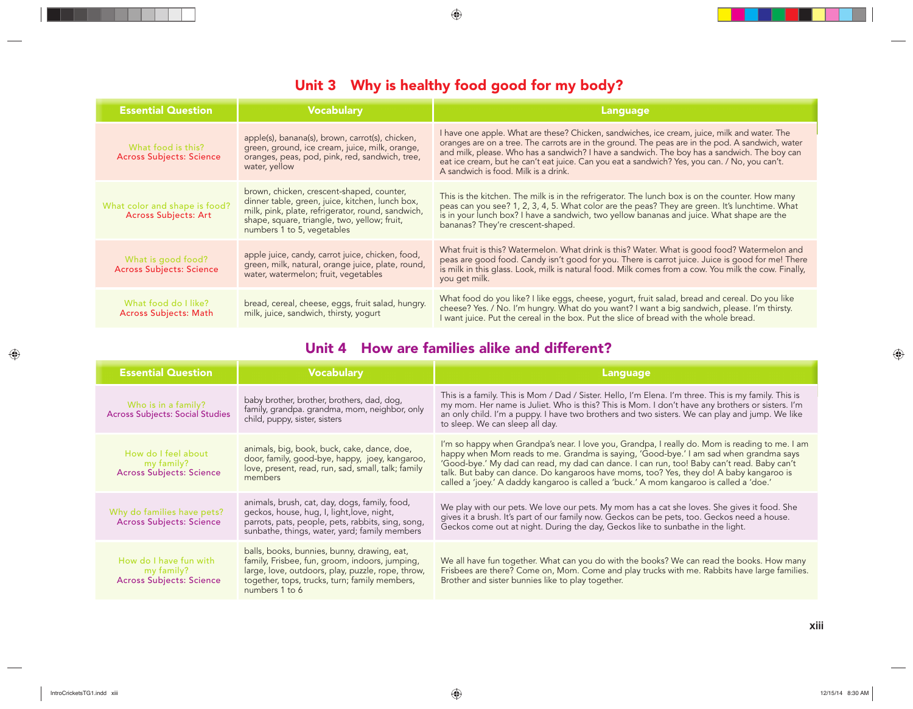## Unit 3 Why is healthy food good for my body?

| Essential Question | Vocabulary | Language |
|---|---|---|
| What food is this?<br>Across Subjects: Science | apple(s), banana(s), brown, carrot(s), chicken, green, ground, ice cream, juice, milk, orange, oranges, peas, pod, pink, red, sandwich, tree, water, yellow | I have one apple. What are these? Chicken, sandwiches, ice cream, juice, milk and water. The oranges are on a tree. The carrots are in the ground. The peas are in the pod. A sandwich, water and milk, please. Who has a sandwich? I have a sandwich. The boy has a sandwich. The boy can eat ice cream, but he can't eat juice. Can you eat a sandwich? Yes, you can. / No, you can't. A sandwich is food. Milk is a drink. |
| What color and shape is food?<br>Across Subjects: Art | brown, chicken, crescent-shaped, counter, dinner table, green, juice, kitchen, lunch box, milk, pink, plate, refrigerator, round, sandwich, shape, square, triangle, two, yellow; fruit, numbers 1 to 5, vegetables | This is the kitchen. The milk is in the refrigerator. The lunch box is on the counter. How many peas can you see? 1, 2, 3, 4, 5. What color are the peas? They are green. It's lunchtime. What is in your lunch box? I have a sandwich, two yellow bananas and juice. What shape are the bananas? They're crescent-shaped. |
| What is good food?<br>Across Subjects: Science | apple juice, candy, carrot juice, chicken, food, green, milk, natural, orange juice, plate, round, water, watermelon; fruit, vegetables | What fruit is this? Watermelon. What drink is this? Water. What is good food? Watermelon and peas are good food. Candy isn't good for you. There is carrot juice. Juice is good for me! There is milk in this glass. Look, milk is natural food. Milk comes from a cow. You milk the cow. Finally, you get milk. |
| What food do I like?<br>Across Subjects: Math | bread, cereal, cheese, eggs, fruit salad, hungry. milk, juice, sandwich, thirsty, yogurt | What food do you like? I like eggs, cheese, yogurt, fruit salad, bread and cereal. Do you like cheese? Yes. / No. I'm hungry. What do you want? I want a big sandwich, please. I'm thirsty. I want juice. Put the cereal in the box. Put the slice of bread with the whole bread. |

## Unit 4 How are families alike and different?

| Essential Question | Vocabulary | Language |
|---|---|---|
| Who is in a family?<br>Across Subjects: Social Studies | baby brother, brother, brothers, dad, dog, family, grandpa. grandma, mom, neighbor, only child, puppy, sister, sisters | This is a family. This is Mom / Dad / Sister. Hello, I'm Elena. I'm three. This is my family. This is my mom. Her name is Juliet. Who is this? This is Mom. I don't have any brothers or sisters. I'm an only child. I'm a puppy. I have two brothers and two sisters. We can play and jump. We like to sleep. We can sleep all day. |
| How do I feel about my family?<br>Across Subjects: Science | animals, big, book, buck, cake, dance, doe, door, family, good-bye, happy, joey, kangaroo, love, present, read, run, sad, small, talk; family members | I'm so happy when Grandpa's near. I love you, Grandpa, I really do. Mom is reading to me. I am happy when Mom reads to me. Grandma is saying, 'Good-bye.' I am sad when grandma says 'Good-bye.' My dad can read, my dad can dance. I can run, too! Baby can't read. Baby can't talk. But baby can dance. Do kangaroos have moms, too? Yes, they do! A baby kangaroo is called a 'joey.' A daddy kangaroo is called a 'buck.' A mom kangaroo is called a 'doe.' |
| Why do families have pets?<br>Across Subjects: Science | animals, brush, cat, day, dogs, family, food, geckos, house, hug, I, light,love, night, parrots, pats, people, pets, rabbits, sing, song, sunbathe, things, water, yard; family members | We play with our pets. We love our pets. My mom has a cat she loves. She gives it food. She gives it a brush. It's part of our family now. Geckos can be pets, too. Geckos need a house. Geckos come out at night. During the day, Geckos like to sunbathe in the light. |
| How do I have fun with my family?<br>Across Subjects: Science | balls, books, bunnies, bunny, drawing, eat, family, Frisbee, fun, groom, indoors, jumping, large, love, outdoors, play, puzzle, rope, throw, together, tops, trucks, turn; family members, numbers 1 to 6 | We all have fun together. What can you do with the books? We can read the books. How many Frisbees are there? Come on, Mom. Come and play trucks with me. Rabbits have large families. Brother and sister bunnies like to play together. |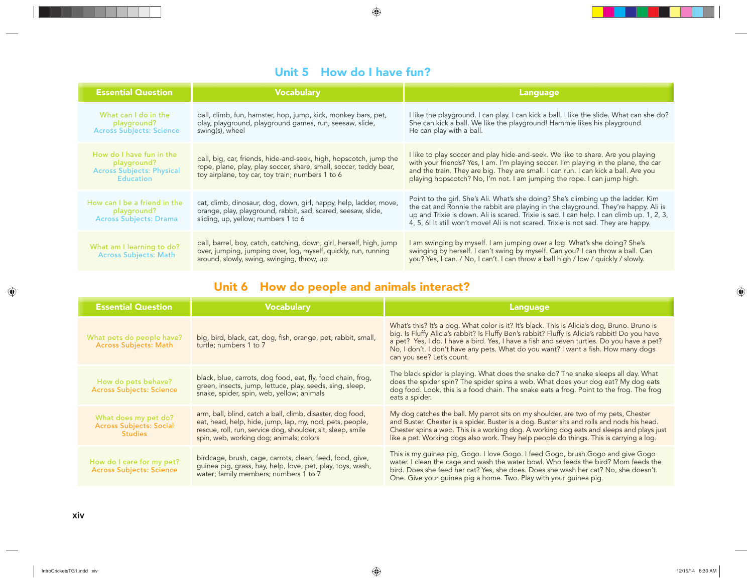## Unit 5 How do I have fun?

| Essential Question | Vocabulary | Language |
| --- | --- | --- |
| What can I do in the playground? Across Subjects: Science | ball, climb, fun, hamster, hop, jump, kick, monkey bars, pet, play, playground, playground games, run, seesaw, slide, swing(s), wheel | I like the playground. I can play. I can kick a ball. I like the slide. What can she do? She can kick a ball. We like the playground! Hammie likes his playground. He can play with a ball. |
| How do I have fun in the playground? Across Subjects: Physical Education | ball, big, car, friends, hide-and-seek, high, hopscotch, jump the rope, plane, play, play soccer, share, small, soccer, teddy bear, toy airplane, toy car, toy train; numbers 1 to 6 | I like to play soccer and play hide-and-seek. We like to share. Are you playing with your friends? Yes, I am. I'm playing soccer. I'm playing in the plane, the car and the train. They are big. They are small. I can run. I can kick a ball. Are you playing hopscotch? No, I'm not. I am jumping the rope. I can jump high. |
| How can I be a friend in the playground? Across Subjects: Drama | cat, climb, dinosaur, dog, down, girl, happy, help, ladder, move, orange, play, playground, rabbit, sad, scared, seesaw, slide, sliding, up, yellow; numbers 1 to 6 | Point to the girl. She's Ali. What's she doing? She's climbing up the ladder. Kim the cat and Ronnie the rabbit are playing in the playground. They're happy. Ali is up and Trixie is down. Ali is scared. Trixie is sad. I can help. I can climb up. 1, 2, 3, 4, 5, 6! It still won't move! Ali is not scared. Trixie is not sad. They are happy. |
| What am I learning to do? Across Subjects: Math | ball, barrel, boy, catch, catching, down, girl, herself, high, jump over, jumping, jumping over, log, myself, quickly, run, running around, slowly, swing, swinging, throw, up | I am swinging by myself. I am jumping over a log. What's she doing? She's swinging by herself. I can't swing by myself. Can you? I can throw a ball. Can you? Yes, I can. / No, I can't. I can throw a ball high / low / quickly / slowly. |

## Unit 6 How do people and animals interact?

| Essential Question | Vocabulary | Language |
| --- | --- | --- |
| What pets do people have? Across Subjects: Math | big, bird, black, cat, dog, fish, orange, pet, rabbit, small, turtle; numbers 1 to 7 | What's this? It's a dog. What color is it? It's black. This is Alicia's dog, Bruno. Bruno is big. Is Fluffy Alicia's rabbit? Is Fluffy Ben's rabbit? Fluffy is Alicia's rabbit! Do you have a pet? Yes, I do. I have a bird. Yes, I have a fish and seven turtles. Do you have a pet? No, I don't. I don't have any pets. What do you want? I want a fish. How many dogs can you see? Let's count. |
| How do pets behave? Across Subjects: Science | black, blue, carrots, dog food, eat, fly, food chain, frog, green, insects, jump, lettuce, play, seeds, sing, sleep, snake, spider, spin, web, yellow; animals | The black spider is playing. What does the snake do? The snake sleeps all day. What does the spider spin? The spider spins a web. What does your dog eat? My dog eats dog food. Look, this is a food chain. The snake eats a frog. Point to the frog. The frog eats a spider. |
| What does my pet do? Across Subjects: Social Studies | arm, ball, blind, catch a ball, climb, disaster, dog food, eat, head, help, hide, jump, lap, my, nod, pets, people, rescue, roll, run, service dog, shoulder, sit, sleep, smile spin, web, working dog; animals; colors | My dog catches the ball. My parrot sits on my shoulder. are two of my pets, Chester and Buster. Chester is a spider. Buster is a dog. Buster sits and rolls and nods his head. Chester spins a web. This is a working dog. A working dog eats and sleeps and plays just like a pet. Working dogs also work. They help people do things. This is carrying a log. |
| How do I care for my pet? Across Subjects: Science | birdcage, brush, cage, carrots, clean, feed, food, give, guinea pig, grass, hay, help, love, pet, play, toys, wash, water; family members; numbers 1 to 7 | This is my guinea pig, Gogo. I love Gogo. I feed Gogo, brush Gogo and give Gogo water. I clean the cage and wash the water bowl. Who feeds the bird? Mom feeds the bird. Does she feed her cat? Yes, she does. Does she wash her cat? No, she doesn't. One. Give your guinea pig a home. Two. Play with your guinea pig. |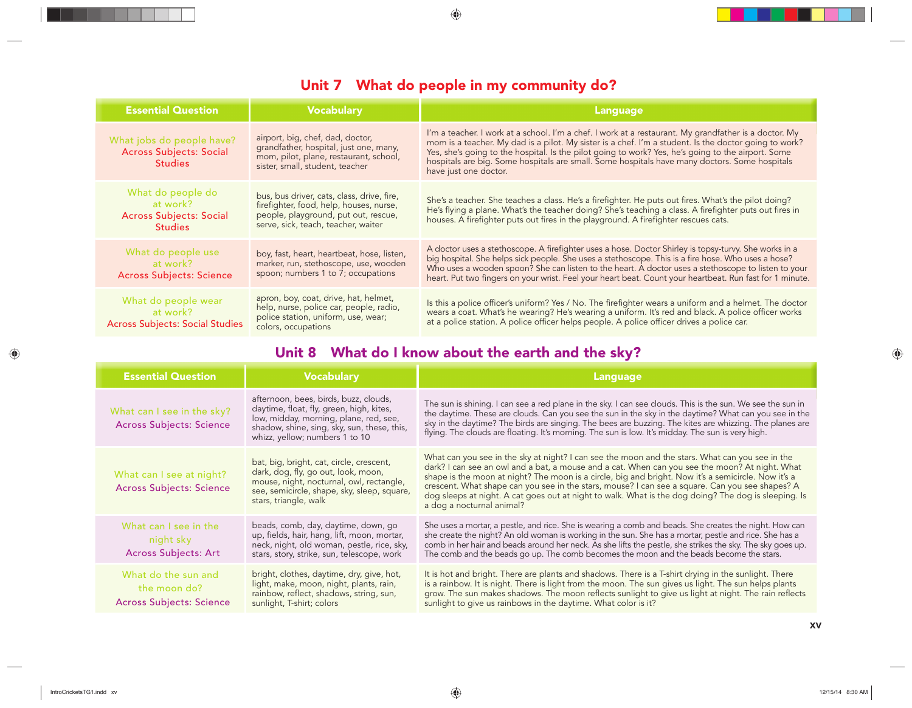## Unit 7 What do people in my community do?

| Essential Question | Vocabulary | Language |
|---|---|---|
| What jobs do people have? Across Subjects: Social Studies | airport, big, chef, dad, doctor, grandfather, hospital, just one, many, mom, pilot, plane, restaurant, school, sister, small, student, teacher | I'm a teacher. I work at a school. I'm a chef. I work at a restaurant. My grandfather is a doctor. My mom is a teacher. My dad is a pilot. My sister is a chef. I'm a student. Is the doctor going to work? Yes, she's going to the hospital. Is the pilot going to work? Yes, he's going to the airport. Some hospitals are big. Some hospitals are small. Some hospitals have many doctors. Some hospitals have just one doctor. |
| What do people do at work? Across Subjects: Social Studies | bus, bus driver, cats, class, drive, fire, firefighter, food, help, houses, nurse, people, playground, put out, rescue, serve, sick, teach, teacher, waiter | She's a teacher. She teaches a class. He's a firefighter. He puts out fires. What's the pilot doing? He's flying a plane. What's the teacher doing? She's teaching a class. A firefighter puts out fires in houses. A firefighter puts out fires in the playground. A firefighter rescues cats. |
| What do people use at work? Across Subjects: Science | boy, fast, heart, heartbeat, hose, listen, marker, run, stethoscope, use, wooden spoon; numbers 1 to 7; occupations | A doctor uses a stethoscope. A firefighter uses a hose. Doctor Shirley is topsy-turvy. She works in a big hospital. She helps sick people. She uses a stethoscope. This is a fire hose. Who uses a hose? Who uses a wooden spoon? She can listen to the heart. A doctor uses a stethoscope to listen to your heart. Put two fingers on your wrist. Feel your heart beat. Count your heartbeat. Run fast for 1 minute. |
| What do people wear at work? Across Subjects: Social Studies | apron, boy, coat, drive, hat, helmet, help, nurse, police car, people, radio, police station, uniform, use, wear; colors, occupations | Is this a police officer's uniform? Yes / No. The firefighter wears a uniform and a helmet. The doctor wears a coat. What's he wearing? He's wearing a uniform. It's red and black. A police officer works at a police station. A police officer helps people. A police officer drives a police car. |

## Unit 8 What do I know about the earth and the sky?

| Essential Question | Vocabulary | Language |
|---|---|---|
| What can I see in the sky? Across Subjects: Science | afternoon, bees, birds, buzz, clouds, daytime, float, fly, green, high, kites, low, midday, morning, plane, red, see, shadow, shine, sing, sky, sun, these, this, whizz, yellow; numbers 1 to 10 | The sun is shining. I can see a red plane in the sky. I can see clouds. This is the sun. We see the sun in the daytime. These are clouds. Can you see the sun in the sky in the daytime? What can you see in the sky in the daytime? The birds are singing. The bees are buzzing. The kites are whizzing. The planes are flying. The clouds are floating. It's morning. The sun is low. It's midday. The sun is very high. |
| What can I see at night? Across Subjects: Science | bat, big, bright, cat, circle, crescent, dark, dog, fly, go out, look, moon, mouse, night, nocturnal, owl, rectangle, see, semicircle, shape, sky, sleep, square, stars, triangle, walk | What can you see in the sky at night? I can see the moon and the stars. What can you see in the dark? I can see an owl and a bat, a mouse and a cat. When can you see the moon? At night. What shape is the moon at night? The moon is a circle, big and bright. Now it's a semicircle. Now it's a crescent. What shape can you see in the stars, mouse? I can see a square. Can you see shapes? A dog sleeps at night. A cat goes out at night to walk. What is the dog doing? The dog is sleeping. Is a dog a nocturnal animal? |
| What can I see in the night sky Across Subjects: Art | beads, comb, day, daytime, down, go up, fields, hair, hang, lift, moon, mortar, neck, night, old woman, pestle, rice, sky, stars, story, strike, sun, telescope, work | She uses a mortar, a pestle, and rice. She is wearing a comb and beads. She creates the night. How can she create the night? An old woman is working in the sun. She has a mortar, pestle and rice. She has a comb in her hair and beads around her neck. As she lifts the pestle, she strikes the sky. The sky goes up. The comb and the beads go up. The comb becomes the moon and the beads become the stars. |
| What do the sun and the moon do? Across Subjects: Science | bright, clothes, daytime, dry, give, hot, light, make, moon, night, plants, rain, rainbow, reflect, shadows, string, sun, sunlight, T-shirt; colors | It is hot and bright. There are plants and shadows. There is a T-shirt drying in the sunlight. There is a rainbow. It is night. There is light from the moon. The sun gives us light. The sun helps plants grow. The sun makes shadows. The moon reflects sunlight to give us light at night. The rain reflects sunlight to give us rainbows in the daytime. What color is it? |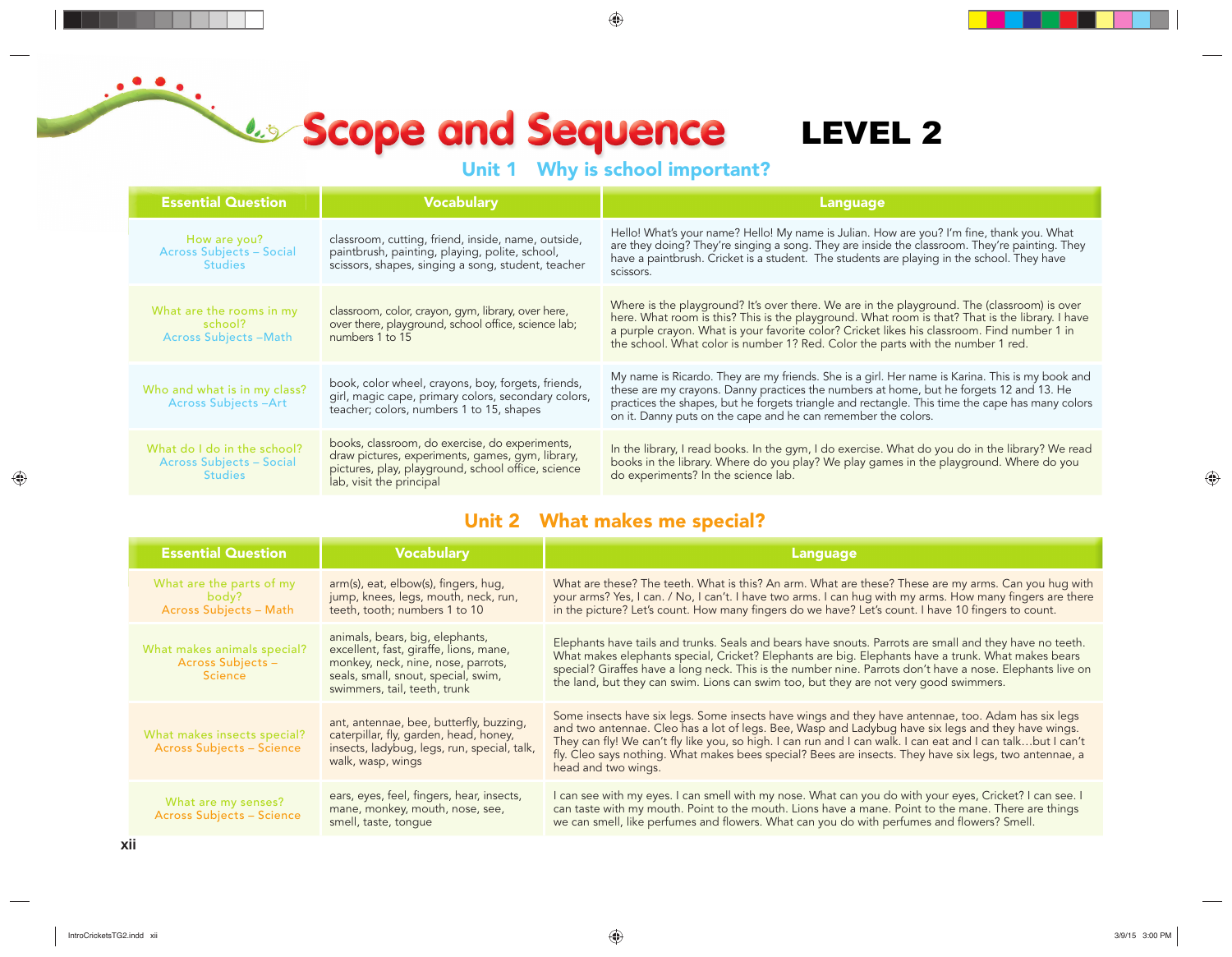# Scope and Sequence LEVEL 2

## Unit 1 Why is school important?

| Essential Question | Vocabulary | Language |
|---|---|---|
| How are you? Across Subjects – Social Studies | classroom, cutting, friend, inside, name, outside, paintbrush, painting, playing, polite, school, scissors, shapes, singing a song, student, teacher | Hello! What's your name? Hello! My name is Julian. How are you? I'm fine, thank you. What are they doing? They're singing a song. They are inside the classroom. They're painting. They have a paintbrush. Cricket is a student. The students are playing in the school. They have scissors. |
| What are the rooms in my school? Across Subjects –Math | classroom, color, crayon, gym, library, over here, over there, playground, school office, science lab; numbers 1 to 15 | Where is the playground? It's over there. We are in the playground. The (classroom) is over here. What room is this? This is the playground. What room is that? That is the library. I have a purple crayon. What is your favorite color? Cricket likes his classroom. Find number 1 in the school. What color is number 1? Red. Color the parts with the number 1 red. |
| Who and what is in my class? Across Subjects –Art | book, color wheel, crayons, boy, forgets, friends, girl, magic cape, primary colors, secondary colors, teacher; colors, numbers 1 to 15, shapes | My name is Ricardo. They are my friends. She is a girl. Her name is Karina. This is my book and these are my crayons. Danny practices the numbers at home, but he forgets 12 and 13. He practices the shapes, but he forgets triangle and rectangle. This time the cape has many colors on it. Danny puts on the cape and he can remember the colors. |
| What do I do in the school? Across Subjects – Social Studies | books, classroom, do exercise, do experiments, draw pictures, experiments, games, gym, library, pictures, play, playground, school office, science lab, visit the principal | In the library, I read books. In the gym, I do exercise. What do you do in the library? We read books in the library. Where do you play? We play games in the playground. Where do you do experiments? In the science lab. |

## Unit 2 What makes me special?

| Essential Question | Vocabulary | Language |
|---|---|---|
| What are the parts of my body? Across Subjects – Math | arm(s), eat, elbow(s), fingers, hug, jump, knees, legs, mouth, neck, run, teeth, tooth; numbers 1 to 10 | What are these? The teeth. What is this? An arm. What are these? These are my arms. Can you hug with your arms? Yes, I can. / No, I can't. I have two arms. I can hug with my arms. How many fingers are there in the picture? Let's count. How many fingers do we have? Let's count. I have 10 fingers to count. |
| What makes animals special? Across Subjects – Science | animals, bears, big, elephants, excellent, fast, giraffe, lions, mane, monkey, neck, nine, nose, parrots, seals, small, snout, special, swim, swimmers, tail, teeth, trunk | Elephants have tails and trunks. Seals and bears have snouts. Parrots are small and they have no teeth. What makes elephants special, Cricket? Elephants are big. Elephants have a trunk. What makes bears special? Giraffes have a long neck. This is the number nine. Parrots don't have a nose. Elephants live on the land, but they can swim. Lions can swim too, but they are not very good swimmers. |
| What makes insects special? Across Subjects – Science | ant, antennae, bee, butterfly, buzzing, caterpillar, fly, garden, head, honey, insects, ladybug, legs, run, special, talk, walk, wasp, wings | Some insects have six legs. Some insects have wings and they have antennae, too. Adam has six legs and two antennae. Cleo has a lot of legs. Bee, Wasp and Ladybug have six legs and they have wings. They can fly! We can't fly like you, so high. I can run and I can walk. I can eat and I can talk…but I can't fly. Cleo says nothing. What makes bees special? Bees are insects. They have six legs, two antennae, a head and two wings. |
| What are my senses? Across Subjects – Science | ears, eyes, feel, fingers, hear, insects, mane, monkey, mouth, nose, see, smell, taste, tongue | I can see with my eyes. I can smell with my nose. What can you do with your eyes, Cricket? I can see. I can taste with my mouth. Point to the mouth. Lions have a mane. Point to the mane. There are things we can smell, like perfumes and flowers. What can you do with perfumes and flowers? Smell. |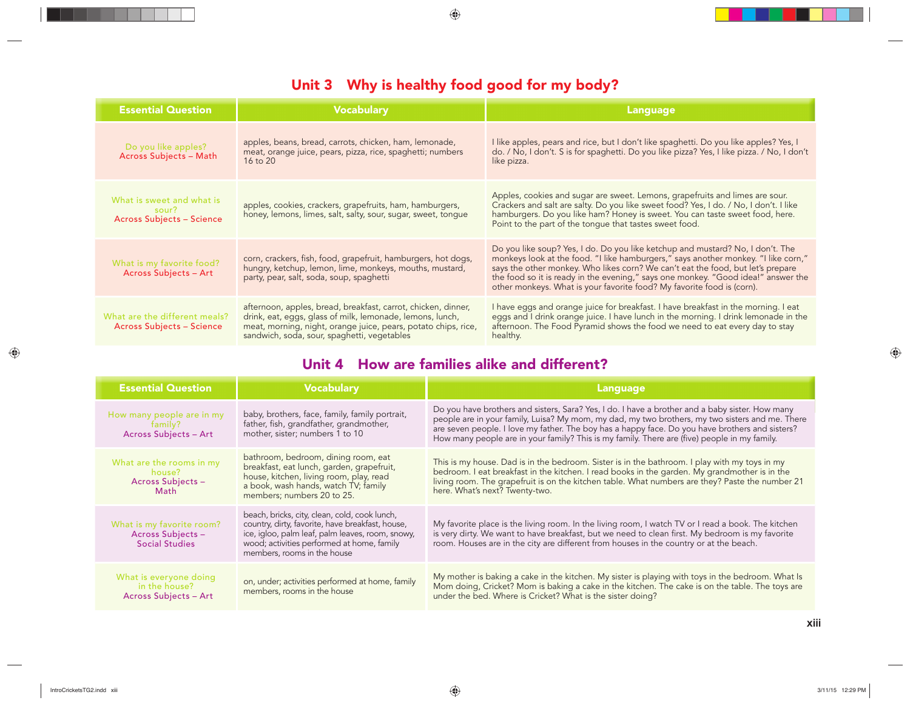## Unit 3 Why is healthy food good for my body?

| Essential Question | Vocabulary | Language |
|---|---|---|
| Do you like apples?<br>Across Subjects – Math | apples, beans, bread, carrots, chicken, ham, lemonade, meat, orange juice, pears, pizza, rice, spaghetti; numbers 16 to 20 | I like apples, pears and rice, but I don't like spaghetti. Do you like apples? Yes, I do. / No, I don't. S is for spaghetti. Do you like pizza? Yes, I like pizza. / No, I don't like pizza. |
| What is sweet and what is sour?<br>Across Subjects – Science | apples, cookies, crackers, grapefruits, ham, hamburgers, honey, lemons, limes, salt, salty, sour, sugar, sweet, tongue | Apples, cookies and sugar are sweet. Lemons, grapefruits and limes are sour. Crackers and salt are salty. Do you like sweet food? Yes, I do. / No, I don't. I like hamburgers. Do you like ham? Honey is sweet. You can taste sweet food, here. Point to the part of the tongue that tastes sweet food. |
| What is my favorite food?<br>Across Subjects – Art | corn, crackers, fish, food, grapefruit, hamburgers, hot dogs, hungry, ketchup, lemon, lime, monkeys, mouths, mustard, party, pear, salt, soda, soup, spaghetti | Do you like soup? Yes, I do. Do you like ketchup and mustard? No, I don't. The monkeys look at the food. "I like hamburgers," says another monkey. "I like corn," says the other monkey. Who likes corn? We can't eat the food, but let's prepare the food so it is ready in the evening," says one monkey. "Good idea!" answer the other monkeys. What is your favorite food? My favorite food is (corn). |
| What are the different meals?<br>Across Subjects – Science | afternoon, apples, bread, breakfast, carrot, chicken, dinner, drink, eat, eggs, glass of milk, lemonade, lemons, lunch, meat, morning, night, orange juice, pears, potato chips, rice, sandwich, soda, sour, spaghetti, vegetables | I have eggs and orange juice for breakfast. I have breakfast in the morning. I eat eggs and I drink orange juice. I have lunch in the morning. I drink lemonade in the afternoon. The Food Pyramid shows the food we need to eat every day to stay healthy. |

## Unit 4 How are families alike and different?

| Essential Question | Vocabulary | Language |
|---|---|---|
| How many people are in my family?<br>Across Subjects – Art | baby, brothers, face, family, family portrait, father, fish, grandfather, grandmother, mother, sister; numbers 1 to 10 | Do you have brothers and sisters, Sara? Yes, I do. I have a brother and a baby sister. How many people are in your family, Luisa? My mom, my dad, my two brothers, my two sisters and me. There are seven people. I love my father. The boy has a happy face. Do you have brothers and sisters? How many people are in your family? This is my family. There are (five) people in my family. |
| What are the rooms in my house?<br>Across Subjects – Math | bathroom, bedroom, dining room, eat breakfast, eat lunch, garden, grapefruit, house, kitchen, living room, play, read a book, wash hands, watch TV; family members; numbers 20 to 25. | This is my house. Dad is in the bedroom. Sister is in the bathroom. I play with my toys in my bedroom. I eat breakfast in the kitchen. I read books in the garden. My grandmother is in the living room. The grapefruit is on the kitchen table. What numbers are they? Paste the number 21 here. What's next? Twenty-two. |
| What is my favorite room?<br>Across Subjects – Social Studies | beach, bricks, city, clean, cold, cook lunch, country, dirty, favorite, have breakfast, house, ice, igloo, palm leaf, palm leaves, room, snowy, wood; activities performed at home, family members, rooms in the house | My favorite place is the living room. In the living room, I watch TV or I read a book. The kitchen is very dirty. We want to have breakfast, but we need to clean first. My bedroom is my favorite room. Houses are in the city are different from houses in the country or at the beach. |
| What is everyone doing in the house?<br>Across Subjects – Art | on, under; activities performed at home, family members, rooms in the house | My mother is baking a cake in the kitchen. My sister is playing with toys in the bedroom. What Is Mom doing, Cricket? Mom is baking a cake in the kitchen. The cake is on the table. The toys are under the bed. Where is Cricket? What is the sister doing? |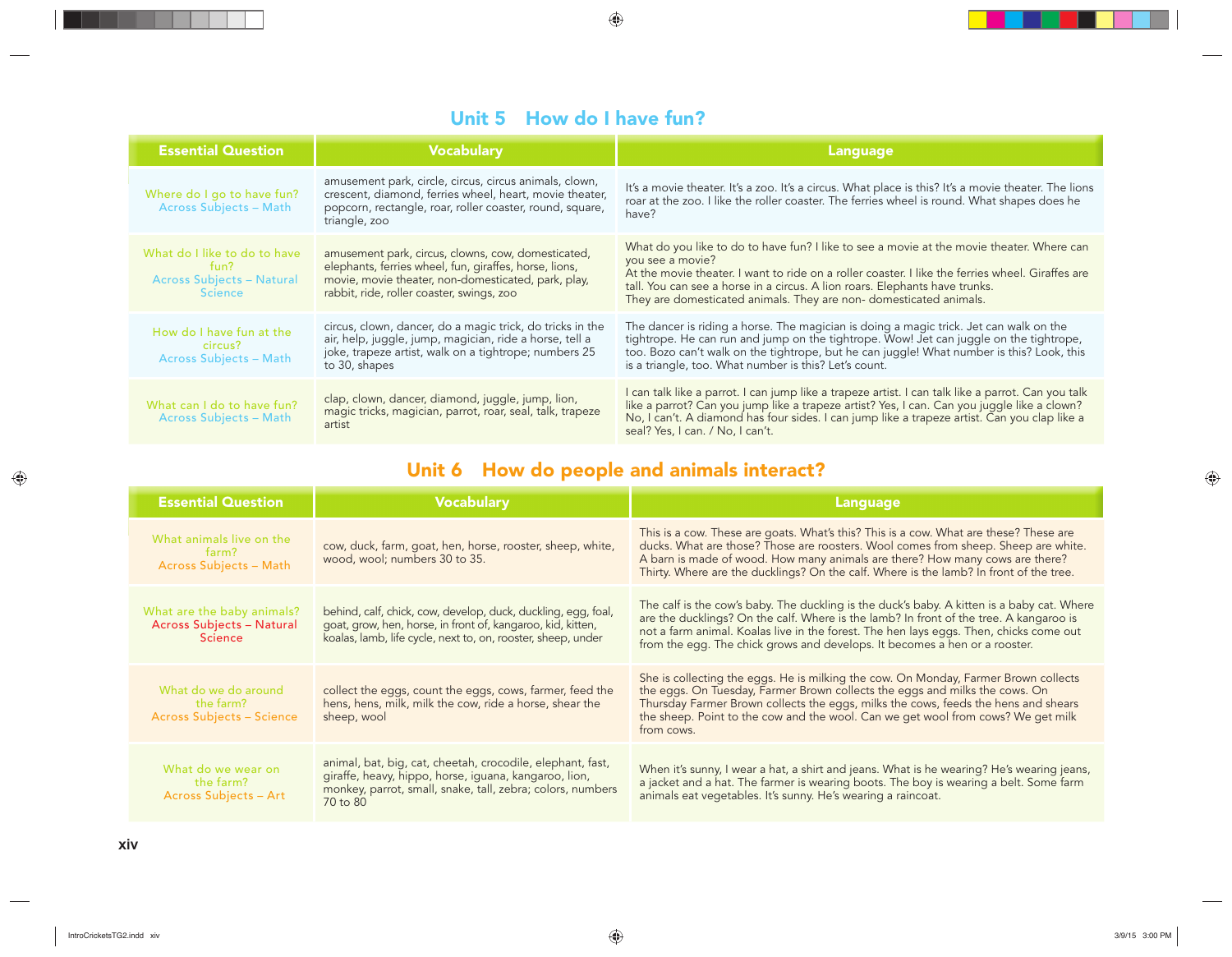## Unit 5 How do I have fun?

| Essential Question | Vocabulary | Language |
|---|---|---|
| Where do I go to have fun? Across Subjects – Math | amusement park, circle, circus, circus animals, clown, crescent, diamond, ferries wheel, heart, movie theater, popcorn, rectangle, roar, roller coaster, round, square, triangle, zoo | It's a movie theater. It's a zoo. It's a circus. What place is this? It's a movie theater. The lions roar at the zoo. I like the roller coaster. The ferries wheel is round. What shapes does he have? |
| What do I like to do to have fun? Across Subjects – Natural Science | amusement park, circus, clowns, cow, domesticated, elephants, ferries wheel, fun, giraffes, horse, lions, movie, movie theater, non-domesticated, park, play, rabbit, ride, roller coaster, swings, zoo | What do you like to do to have fun? I like to see a movie at the movie theater. Where can you see a movie? At the movie theater. I want to ride on a roller coaster. I like the ferries wheel. Giraffes are tall. You can see a horse in a circus. A lion roars. Elephants have trunks. They are domesticated animals. They are non- domesticated animals. |
| How do I have fun at the circus? Across Subjects – Math | circus, clown, dancer, do a magic trick, do tricks in the air, help, juggle, jump, magician, ride a horse, tell a joke, trapeze artist, walk on a tightrope; numbers 25 to 30, shapes | The dancer is riding a horse. The magician is doing a magic trick. Jet can walk on the tightrope. He can run and jump on the tightrope. Wow! Jet can juggle on the tightrope, too. Bozo can't walk on the tightrope, but he can juggle! What number is this? Look, this is a triangle, too. What number is this? Let's count. |
| What can I do to have fun? Across Subjects – Math | clap, clown, dancer, diamond, juggle, jump, lion, magic tricks, magician, parrot, roar, seal, talk, trapeze artist | I can talk like a parrot. I can jump like a trapeze artist. I can talk like a parrot. Can you talk like a parrot? Can you jump like a trapeze artist? Yes, I can. Can you juggle like a clown? No, I can't. A diamond has four sides. I can jump like a trapeze artist. Can you clap like a seal? Yes, I can. / No, I can't. |

## Unit 6 How do people and animals interact?

| Essential Question | Vocabulary | Language |
|---|---|---|
| What animals live on the farm? Across Subjects – Math | cow, duck, farm, goat, hen, horse, rooster, sheep, white, wood, wool; numbers 30 to 35. | This is a cow. These are goats. What's this? This is a cow. What are these? These are ducks. What are those? Those are roosters. Wool comes from sheep. Sheep are white. A barn is made of wood. How many animals are there? How many cows are there? Thirty. Where are the ducklings? On the calf. Where is the lamb? In front of the tree. |
| What are the baby animals? Across Subjects – Natural Science | behind, calf, chick, cow, develop, duck, duckling, egg, foal, goat, grow, hen, horse, in front of, kangaroo, kid, kitten, koalas, lamb, life cycle, next to, on, rooster, sheep, under | The calf is the cow's baby. The duckling is the duck's baby. A kitten is a baby cat. Where are the ducklings? On the calf. Where is the lamb? In front of the tree. A kangaroo is not a farm animal. Koalas live in the forest. The hen lays eggs. Then, chicks come out from the egg. The chick grows and develops. It becomes a hen or a rooster. |
| What do we do around the farm? Across Subjects – Science | collect the eggs, count the eggs, cows, farmer, feed the hens, hens, milk, milk the cow, ride a horse, shear the sheep, wool | She is collecting the eggs. He is milking the cow. On Monday, Farmer Brown collects the eggs. On Tuesday, Farmer Brown collects the eggs and milks the cows. On Thursday Farmer Brown collects the eggs, milks the cows, feeds the hens and shears the sheep. Point to the cow and the wool. Can we get wool from cows? We get milk from cows. |
| What do we wear on the farm? Across Subjects – Art | animal, bat, big, cat, cheetah, crocodile, elephant, fast, giraffe, heavy, hippo, horse, iguana, kangaroo, lion, monkey, parrot, small, snake, tall, zebra; colors, numbers 70 to 80 | When it's sunny, I wear a hat, a shirt and jeans. What is he wearing? He's wearing jeans, a jacket and a hat. The farmer is wearing boots. The boy is wearing a belt. Some farm animals eat vegetables. It's sunny. He's wearing a raincoat. |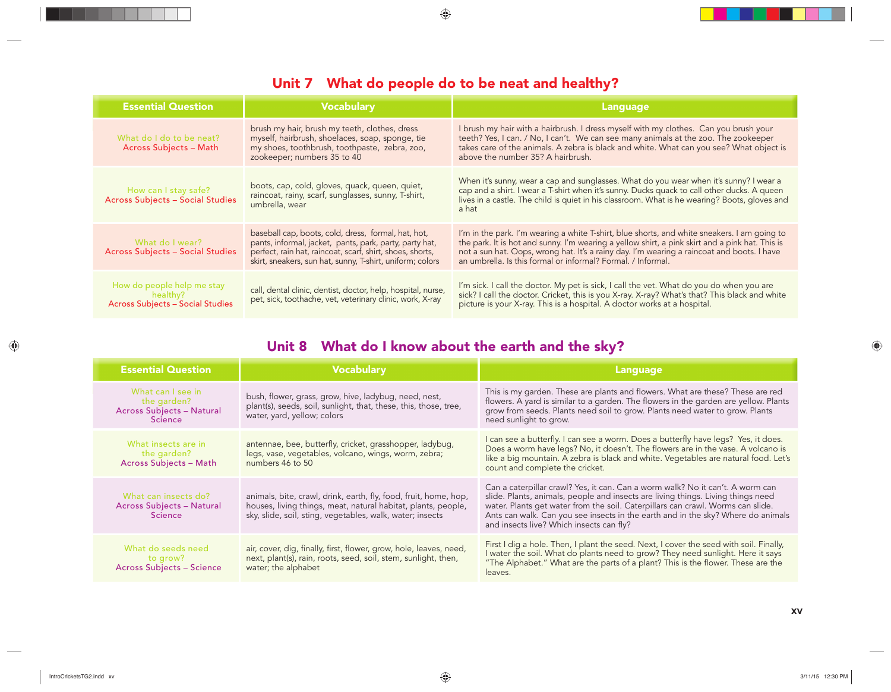## Unit 7 What do people do to be neat and healthy?

| Essential Question | Vocabulary | Language |
| --- | --- | --- |
| What do I do to be neat? Across Subjects – Math | brush my hair, brush my teeth, clothes, dress myself, hairbrush, shoelaces, soap, sponge, tie my shoes, toothbrush, toothpaste, zebra, zoo, zookeeper; numbers 35 to 40 | I brush my hair with a hairbrush. I dress myself with my clothes. Can you brush your teeth? Yes, I can. / No, I can't. We can see many animals at the zoo. The zookeeper takes care of the animals. A zebra is black and white. What can you see? What object is above the number 35? A hairbrush. |
| How can I stay safe? Across Subjects – Social Studies | boots, cap, cold, gloves, quack, queen, quiet, raincoat, rainy, scarf, sunglasses, sunny, T-shirt, umbrella, wear | When it's sunny, wear a cap and sunglasses. What do you wear when it's sunny? I wear a cap and a shirt. I wear a T-shirt when it's sunny. Ducks quack to call other ducks. A queen lives in a castle. The child is quiet in his classroom. What is he wearing? Boots, gloves and a hat |
| What do I wear? Across Subjects – Social Studies | baseball cap, boots, cold, dress, formal, hat, hot, pants, informal, jacket, pants, park, party, party hat, perfect, rain hat, raincoat, scarf, shirt, shoes, shorts, skirt, sneakers, sun hat, sunny, T-shirt, uniform; colors | I'm in the park. I'm wearing a white T-shirt, blue shorts, and white sneakers. I am going to the park. It is hot and sunny. I'm wearing a yellow shirt, a pink skirt and a pink hat. This is not a sun hat. Oops, wrong hat. It's a rainy day. I'm wearing a raincoat and boots. I have an umbrella. Is this formal or informal? Formal. / Informal. |
| How do people help me stay healthy? Across Subjects – Social Studies | call, dental clinic, dentist, doctor, help, hospital, nurse, pet, sick, toothache, vet, veterinary clinic, work, X-ray | I'm sick. I call the doctor. My pet is sick, I call the vet. What do you do when you are sick? I call the doctor. Cricket, this is you X-ray. X-ray? What's that? This black and white picture is your X-ray. This is a hospital. A doctor works at a hospital. |

## Unit 8 What do I know about the earth and the sky?

| Essential Question | Vocabulary | Language |
| --- | --- | --- |
| What can I see in the garden? Across Subjects – Natural Science | bush, flower, grass, grow, hive, ladybug, need, nest, plant(s), seeds, soil, sunlight, that, these, this, those, tree, water, yard, yellow; colors | This is my garden. These are plants and flowers. What are these? These are red flowers. A yard is similar to a garden. The flowers in the garden are yellow. Plants grow from seeds. Plants need soil to grow. Plants need water to grow. Plants need sunlight to grow. |
| What insects are in the garden? Across Subjects – Math | antennae, bee, butterfly, cricket, grasshopper, ladybug, legs, vase, vegetables, volcano, wings, worm, zebra; numbers 46 to 50 | I can see a butterfly. I can see a worm. Does a butterfly have legs? Yes, it does. Does a worm have legs? No, it doesn't. The flowers are in the vase. A volcano is like a big mountain. A zebra is black and white. Vegetables are natural food. Let's count and complete the cricket. |
| What can insects do? Across Subjects – Natural Science | animals, bite, crawl, drink, earth, fly, food, fruit, home, hop, houses, living things, meat, natural habitat, plants, people, sky, slide, soil, sting, vegetables, walk, water; insects | Can a caterpillar crawl? Yes, it can. Can a worm walk? No it can't. A worm can slide. Plants, animals, people and insects are living things. Living things need water. Plants get water from the soil. Caterpillars can crawl. Worms can slide. Ants can walk. Can you see insects in the earth and in the sky? Where do animals and insects live? Which insects can fly? |
| What do seeds need to grow? Across Subjects – Science | air, cover, dig, finally, first, flower, grow, hole, leaves, need, next, plant(s), rain, roots, seed, soil, stem, sunlight, then, water; the alphabet | First I dig a hole. Then, I plant the seed. Next, I cover the seed with soil. Finally, I water the soil. What do plants need to grow? They need sunlight. Here it says "The Alphabet." What are the parts of a plant? This is the flower. These are the leaves. |